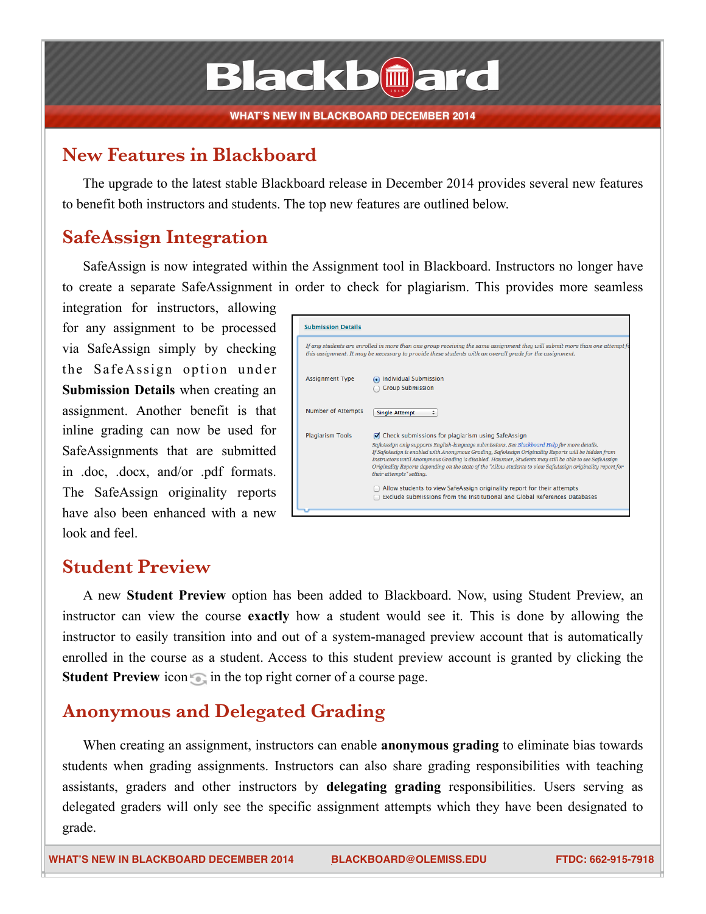# Blackboard

WHAT'S NEW IN BLACKBOARD DECEMBER 2014

## New Features in Blackboard

The upgrade to the latest stable Blackboard release in December 2014 provides several new features to benefit both instructors and students. The top new features are outlined below.

## SafeAssign Integration

SafeAssign is now integrated within the Assignment tool in Blackboard. Instructors no longer have to create a separate SafeAssignment in order to check for plagiarism. This provides more seamless integration for instructors, allowing for any assignment to be processed via SafeAssign simply by checking the SafeAssign option under **Submission Details** when creating an assignment. Another benefit is that inline grading can now be used for SafeAssignments that are submitted in .doc, .docx, and/or .pdf formats. The SafeAssign originality reports have also been enhanced with a new look and feel.

## Student Preview

A new **Student Preview** option has been added to Blackboard. Now, using Student Preview, an instructor can view the course **exactly** how a student would see it. This is done by allowing the instructor to easily transition into and out of a system-managed preview account that is automatically enrolled in the course as a student. Access to this student preview account is granted by clicking the **Student Preview** icon in the top right corner of a course page.

## Anonymous and Delegated Grading

When creating an assignment, instructors can enable **anonymous grading** to eliminate bias towards students when grading assignments. Instructors can also share grading responsibilities with teaching assistants, graders and other instructors by **delegating grading** responsibilities. Users serving as delegated graders will only see the specific assignment attempts which they have been designated to grade.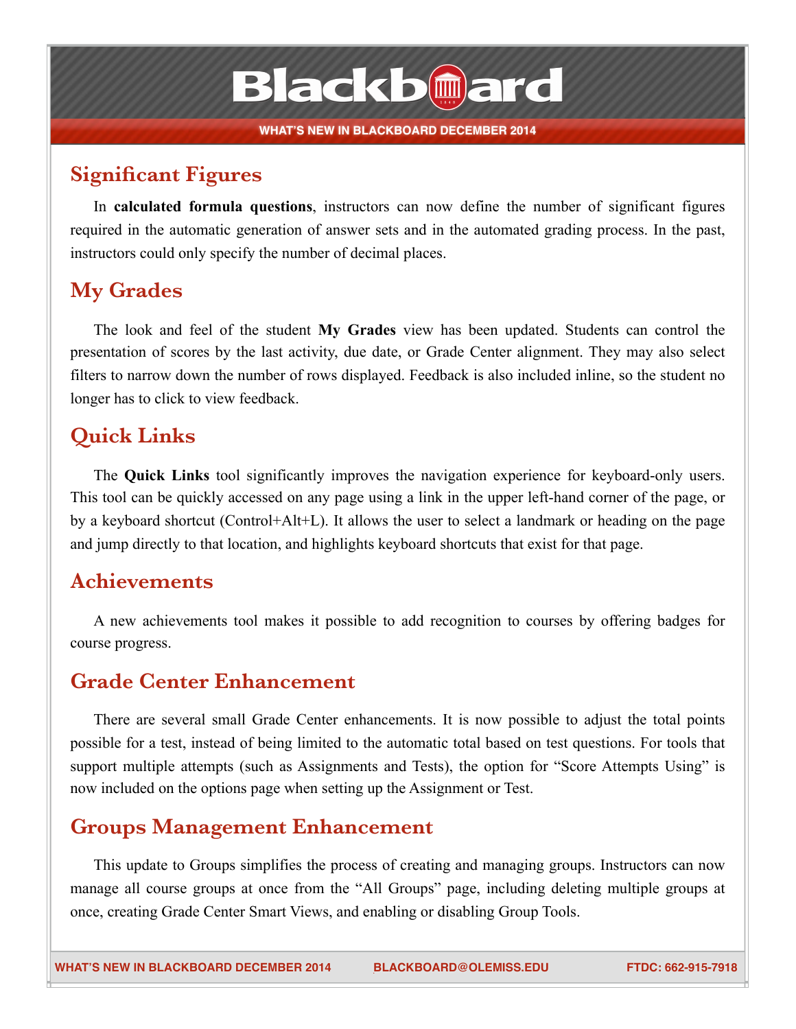## Significant Figures

In **calculated formula questions**, instructors can now define the number of significant figures required in the automatic generation of answer sets and in the automated grading process. In the past, instructors could only specify the number of decimal places.

## My Grades

The look and feel of the student **My Grades** view has been updated. Students can control the presentation of scores by the last activity, due date, or Grade Center alignment. They may also select filters to narrow down the number of rows displayed. Feedback is also included inline, so the student no longer has to click to view feedback.

## Quick Links

The **Quick Links** tool significantly improves the navigation experience for keyboard-only users. This tool can be quickly accessed on any page using a link in the upper left-hand corner of the page, or by a keyboard shortcut (Control+Alt+L). It allows the user to select a landmark or heading on the page and jump directly to that location, and highlights keyboard shortcuts that exist for that page.

## Achievements

A new achievements tool makes it possible to add recognition to courses by offering badges for course progress.

## Grade Center Enhancement

There are several small Grade Center enhancements. It is now possible to adjust the total points possible for a test, instead of being limited to the automatic total based on test questions. For tools that support multiple attempts (such as Assignments and Tests), the option for "Score Attempts Using" is now included on the options page when setting up the Assignment or Test.

## Groups Management Enhancement

This update to Groups simplifies the process of creating and managing groups. Instructors can now manage all course groups at once from the "All Groups" page, including deleting multiple groups at once, creating Grade Center Smart Views, and enabling or disabling Group Tools.